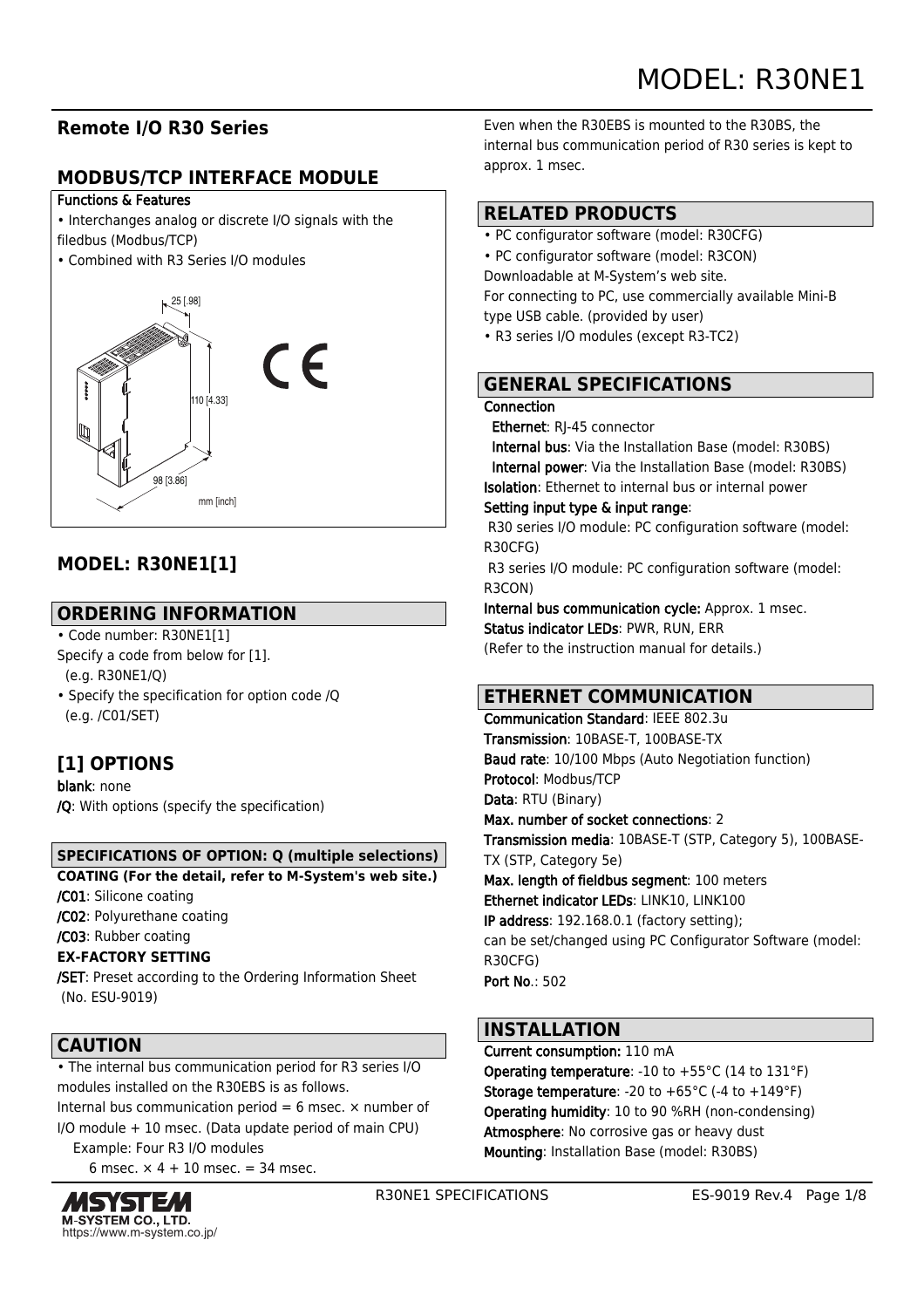# MODEL: R30NE1

## Remote I/O R30 Series

## MODBUS/TCP INTERFACE MODULE

**Functions & Features**

- Interchanges analog or discrete I/O signals with the filedbus (Modbus/TCP)
- Combined with R3 Series I/O modules

25 [.98]

110 [4.33]

98 [3.86]

mm [inch]

## MODEL: R30NE1[1]

## ORDERING INFORMATION

- Code number: R30NE1[1]
Specify a code from below for [1].
(e.g. R30NE1/Q)
- Specify the specification for option code /Q
(e.g. /C01/SET)

## [1] OPTIONS

**blank**: none
**/Q**: With options (specify the specification)

### SPECIFICATIONS OF OPTION: Q (multiple selections)

**COATING (For the detail, refer to M-System's web site.)**
**/C01**: Silicone coating
**/C02**: Polyurethane coating
**/C03**: Rubber coating
**EX-FACTORY SETTING**
**/SET**: Preset according to the Ordering Information Sheet (No. ESU-9019)

## CAUTION

- The internal bus communication period for R3 series I/O modules installed on the R30EBS is as follows.
Internal bus communication period = 6 msec. × number of I/O module + 10 msec. (Data update period of main CPU)
Example: Four R3 I/O modules
6 msec. × 4 + 10 msec. = 34 msec.

Even when the R30EBS is mounted to the R30BS, the internal bus communication period of R30 series is kept to approx. 1 msec.

## RELATED PRODUCTS

- PC configurator software (model: R30CFG)
- PC configurator software (model: R3CON)
Downloadable at M-System's web site.
For connecting to PC, use commercially available Mini-B type USB cable. (provided by user)
- R3 series I/O modules (except R3-TC2)

## GENERAL SPECIFICATIONS

**Connection**
**Ethernet**: RJ-45 connector
**Internal bus**: Via the Installation Base (model: R30BS)
**Internal power**: Via the Installation Base (model: R30BS)
**Isolation**: Ethernet to internal bus or internal power
**Setting input type & input range**:
R30 series I/O module: PC configuration software (model: R30CFG)
R3 series I/O module: PC configuration software (model: R3CON)
**Internal bus communication cycle:** Approx. 1 msec.
**Status indicator LEDs**: PWR, RUN, ERR
(Refer to the instruction manual for details.)

## ETHERNET COMMUNICATION

**Communication Standard**: IEEE 802.3u
**Transmission**: 10BASE-T, 100BASE-TX
**Baud rate**: 10/100 Mbps (Auto Negotiation function)
**Protocol**: Modbus/TCP
**Data**: RTU (Binary)
**Max. number of socket connections**: 2
**Transmission media**: 10BASE-T (STP, Category 5), 100BASE-TX (STP, Category 5e)
**Max. length of fieldbus segment**: 100 meters
**Ethernet indicator LEDs**: LINK10, LINK100
**IP address**: 192.168.0.1 (factory setting);
can be set/changed using PC Configurator Software (model: R30CFG)
**Port No.**: 502

## INSTALLATION

**Current consumption:** 110 mA
**Operating temperature**: -10 to +55°C (14 to 131°F)
**Storage temperature**: -20 to +65°C (-4 to +149°F)
**Operating humidity**: 10 to 90 %RH (non-condensing)
**Atmosphere**: No corrosive gas or heavy dust
**Mounting**: Installation Base (model: R30BS)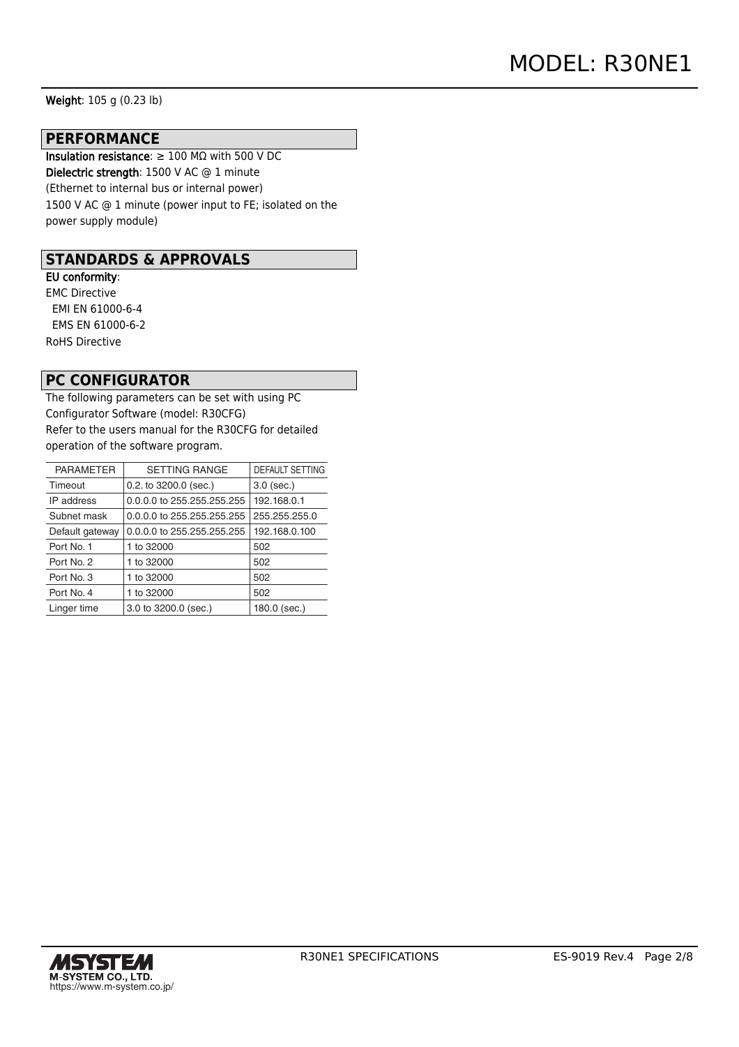**Weight**: 105 g (0.23 lb)

## PERFORMANCE

**Insulation resistance**: ≥ 100 MΩ with 500 V DC
**Dielectric strength**: 1500 V AC @ 1 minute
(Ethernet to internal bus or internal power)
1500 V AC @ 1 minute (power input to FE; isolated on the power supply module)

## STANDARDS & APPROVALS

**EU conformity**:
EMC Directive
  EMI EN 61000-6-4
  EMS EN 61000-6-2
RoHS Directive

## PC CONFIGURATOR

The following parameters can be set with using PC Configurator Software (model: R30CFG)
Refer to the users manual for the R30CFG for detailed operation of the software program.

| PARAMETER | SETTING RANGE | DEFAULT SETTING |
|---|---|---|
| Timeout | 0.2. to 3200.0 (sec.) | 3.0 (sec.) |
| IP address | 0.0.0.0 to 255.255.255.255 | 192.168.0.1 |
| Subnet mask | 0.0.0.0 to 255.255.255.255 | 255.255.255.0 |
| Default gateway | 0.0.0.0 to 255.255.255.255 | 192.168.0.100 |
| Port No. 1 | 1 to 32000 | 502 |
| Port No. 2 | 1 to 32000 | 502 |
| Port No. 3 | 1 to 32000 | 502 |
| Port No. 4 | 1 to 32000 | 502 |
| Linger time | 3.0 to 3200.0 (sec.) | 180.0 (sec.) |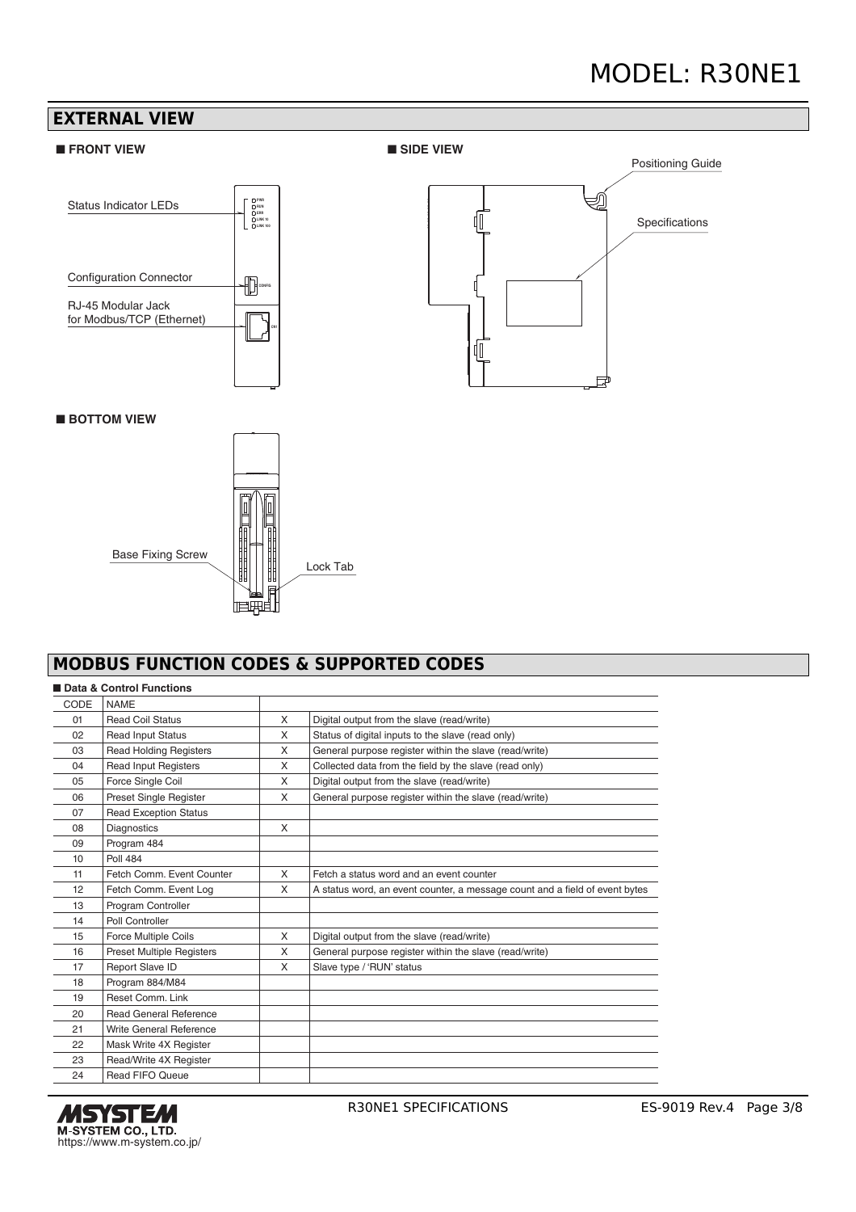## EXTERNAL VIEW

■ **FRONT VIEW**

Status Indicator LEDs

Configuration Connector

RJ-45 Modular Jack for Modbus/TCP (Ethernet)

■ **SIDE VIEW**

Positioning Guide

Specifications

■ **BOTTOM VIEW**

Base Fixing Screw

Lock Tab

## MODBUS FUNCTION CODES & SUPPORTED CODES

■ **Data & Control Functions**

| CODE | NAME | | |
|---|---|---|---|
| 01 | Read Coil Status | X | Digital output from the slave (read/write) |
| 02 | Read Input Status | X | Status of digital inputs to the slave (read only) |
| 03 | Read Holding Registers | X | General purpose register within the slave (read/write) |
| 04 | Read Input Registers | X | Collected data from the field by the slave (read only) |
| 05 | Force Single Coil | X | Digital output from the slave (read/write) |
| 06 | Preset Single Register | X | General purpose register within the slave (read/write) |
| 07 | Read Exception Status | | |
| 08 | Diagnostics | X | |
| 09 | Program 484 | | |
| 10 | Poll 484 | | |
| 11 | Fetch Comm. Event Counter | X | Fetch a status word and an event counter |
| 12 | Fetch Comm. Event Log | X | A status word, an event counter, a message count and a field of event bytes |
| 13 | Program Controller | | |
| 14 | Poll Controller | | |
| 15 | Force Multiple Coils | X | Digital output from the slave (read/write) |
| 16 | Preset Multiple Registers | X | General purpose register within the slave (read/write) |
| 17 | Report Slave ID | X | Slave type / 'RUN' status |
| 18 | Program 884/M84 | | |
| 19 | Reset Comm. Link | | |
| 20 | Read General Reference | | |
| 21 | Write General Reference | | |
| 22 | Mask Write 4X Register | | |
| 23 | Read/Write 4X Register | | |
| 24 | Read FIFO Queue | | |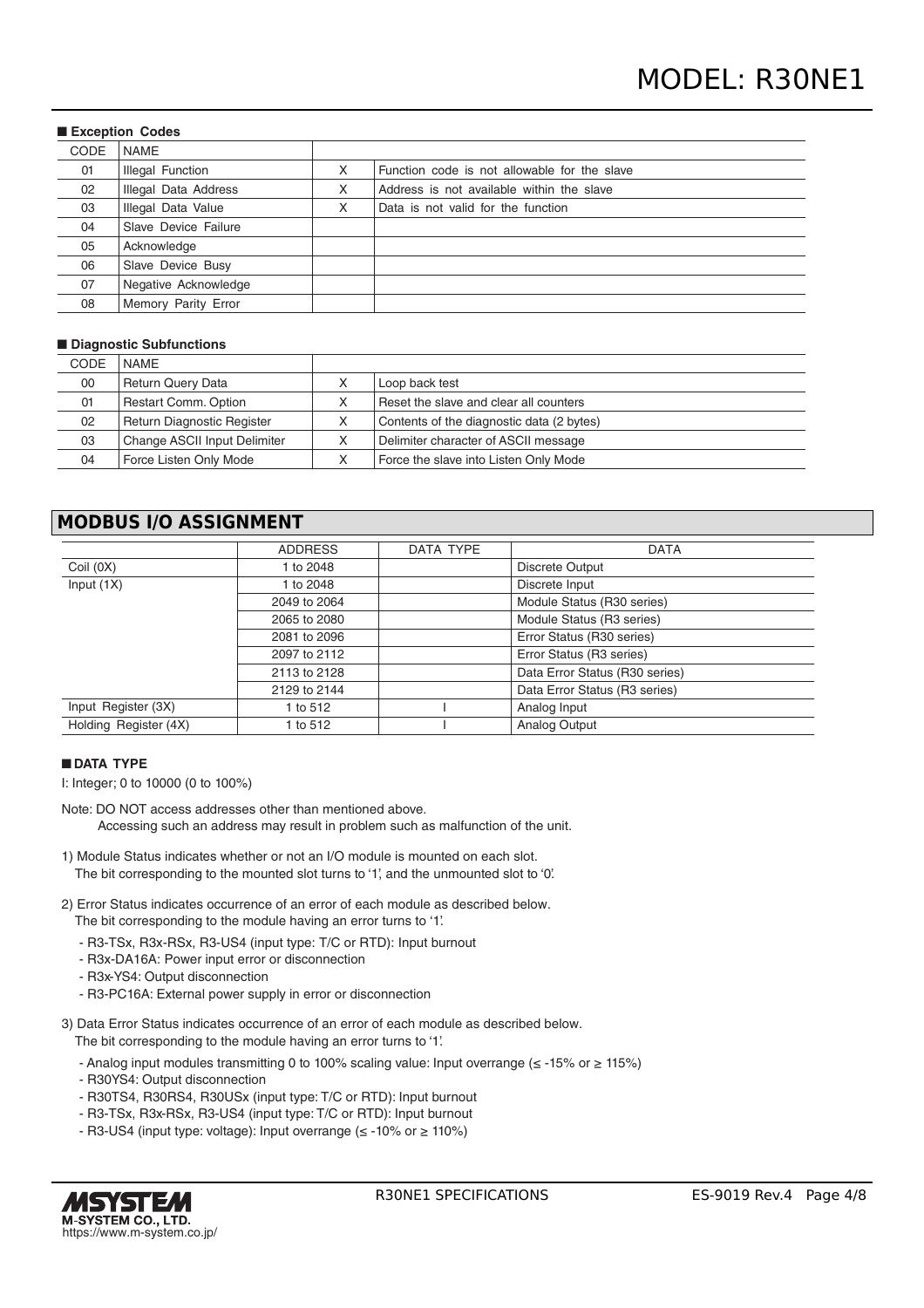■ **Exception Codes**

| CODE | NAME | | |
|---|---|---|---|
| 01 | Illegal Function | X | Function code is not allowable for the slave |
| 02 | Illegal Data Address | X | Address is not available within the slave |
| 03 | Illegal Data Value | X | Data is not valid for the function |
| 04 | Slave Device Failure | | |
| 05 | Acknowledge | | |
| 06 | Slave Device Busy | | |
| 07 | Negative Acknowledge | | |
| 08 | Memory Parity Error | | |

■ **Diagnostic Subfunctions**

| CODE | NAME | | |
|---|---|---|---|
| 00 | Return Query Data | X | Loop back test |
| 01 | Restart Comm. Option | X | Reset the slave and clear all counters |
| 02 | Return Diagnostic Register | X | Contents of the diagnostic data (2 bytes) |
| 03 | Change ASCII Input Delimiter | X | Delimiter character of ASCII message |
| 04 | Force Listen Only Mode | X | Force the slave into Listen Only Mode |

## MODBUS I/O ASSIGNMENT

| | ADDRESS | DATA TYPE | DATA |
|---|---|---|---|
| Coil (0X) | 1 to 2048 | | Discrete Output |
| Input (1X) | 1 to 2048 | | Discrete Input |
| | 2049 to 2064 | | Module Status (R30 series) |
| | 2065 to 2080 | | Module Status (R3 series) |
| | 2081 to 2096 | | Error Status (R30 series) |
| | 2097 to 2112 | | Error Status (R3 series) |
| | 2113 to 2128 | | Data Error Status (R30 series) |
| | 2129 to 2144 | | Data Error Status (R3 series) |
| Input Register (3X) | 1 to 512 | I | Analog Input |
| Holding Register (4X) | 1 to 512 | I | Analog Output |

■ **DATA TYPE**

I: Integer; 0 to 10000 (0 to 100%)

Note: DO NOT access addresses other than mentioned above.
Accessing such an address may result in problem such as malfunction of the unit.

1) Module Status indicates whether or not an I/O module is mounted on each slot.
The bit corresponding to the mounted slot turns to '1', and the unmounted slot to '0'.

2) Error Status indicates occurrence of an error of each module as described below.
The bit corresponding to the module having an error turns to '1'.

- R3-TSx, R3x-RSx, R3-US4 (input type: T/C or RTD): Input burnout
- R3x-DA16A: Power input error or disconnection
- R3x-YS4: Output disconnection
- R3-PC16A: External power supply in error or disconnection

3) Data Error Status indicates occurrence of an error of each module as described below.
The bit corresponding to the module having an error turns to '1'.

- Analog input modules transmitting 0 to 100% scaling value: Input overrange (≤ -15% or ≥ 115%)
- R30YS4: Output disconnection
- R30TS4, R30RS4, R30USx (input type: T/C or RTD): Input burnout
- R3-TSx, R3x-RSx, R3-US4 (input type: T/C or RTD): Input burnout
- R3-US4 (input type: voltage): Input overrange (≤ -10% or ≥ 110%)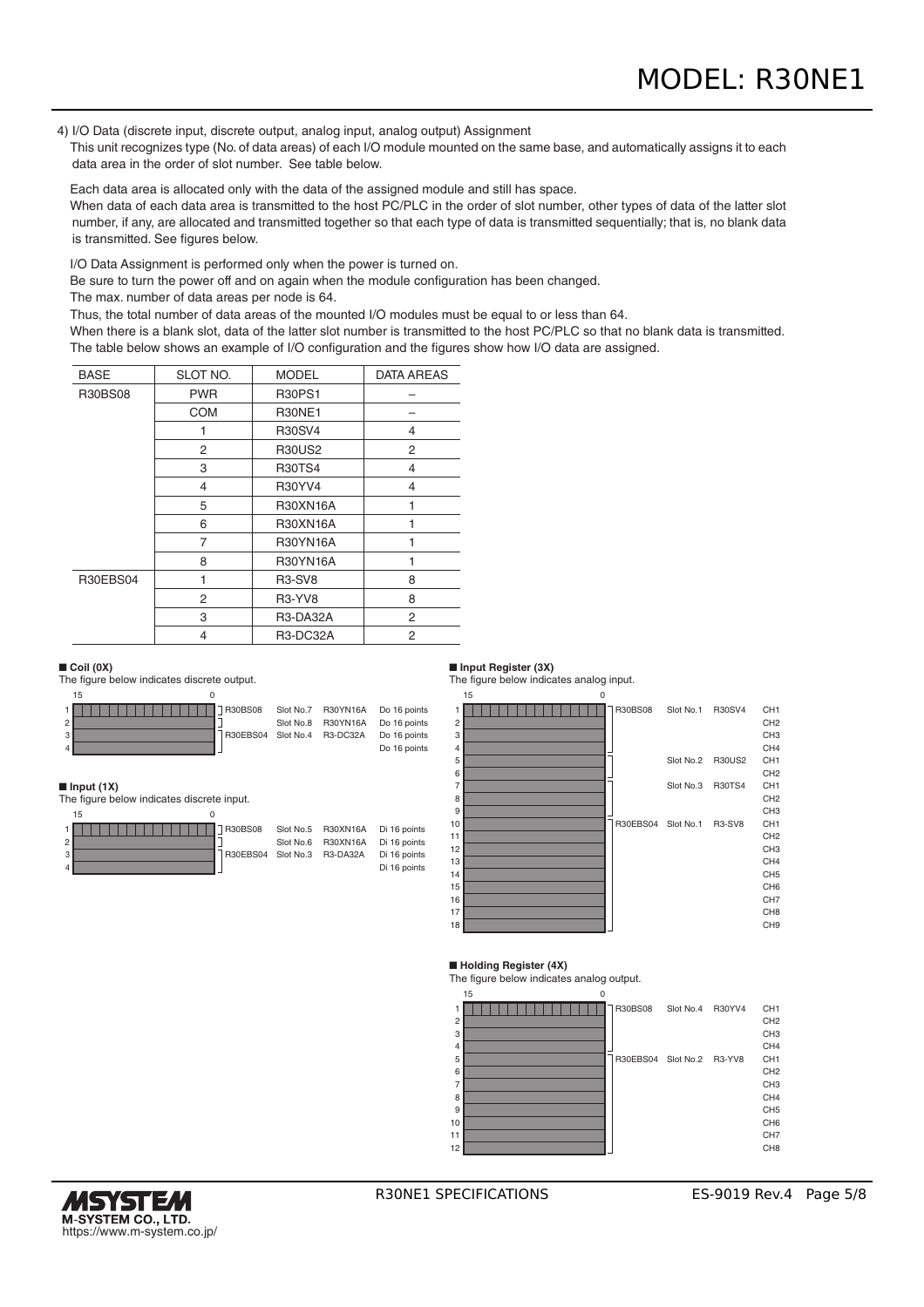4) I/O Data (discrete input, discrete output, analog input, analog output) Assignment

This unit recognizes type (No. of data areas) of each I/O module mounted on the same base, and automatically assigns it to each data area in the order of slot number. See table below.

Each data area is allocated only with the data of the assigned module and still has space.
When data of each data area is transmitted to the host PC/PLC in the order of slot number, other types of data of the latter slot number, if any, are allocated and transmitted together so that each type of data is transmitted sequentially; that is, no blank data is transmitted. See figures below.

I/O Data Assignment is performed only when the power is turned on.
Be sure to turn the power off and on again when the module configuration has been changed.
The max. number of data areas per node is 64.
Thus, the total number of data areas of the mounted I/O modules must be equal to or less than 64.
When there is a blank slot, data of the latter slot number is transmitted to the host PC/PLC so that no blank data is transmitted.
The table below shows an example of I/O configuration and the figures show how I/O data are assigned.

| BASE | SLOT NO. | MODEL | DATA AREAS |
|---|---|---|---|
| R30BS08 | PWR | R30PS1 | – |
| | COM | R30NE1 | – |
| | 1 | R30SV4 | 4 |
| | 2 | R30US2 | 2 |
| | 3 | R30TS4 | 4 |
| | 4 | R30YV4 | 4 |
| | 5 | R30XN16A | 1 |
| | 6 | R30XN16A | 1 |
| | 7 | R30YN16A | 1 |
| | 8 | R30YN16A | 1 |
| R30EBS04 | 1 | R3-SV8 | 8 |
| | 2 | R3-YV8 | 8 |
| | 3 | R3-DA32A | 2 |
| | 4 | R3-DC32A | 2 |

■ **Coil (0X)**
The figure below indicates discrete output.

| Area (bit 15–0) | Base | Slot | Model | Data |
|---|---|---|---|---|
| 1 | R30BS08 | Slot No.7 | R30YN16A | Do 16 points |
| 2 | | Slot No.8 | R30YN16A | Do 16 points |
| 3 | R30EBS04 | Slot No.4 | R3-DC32A | Do 16 points |
| 4 | | | | Do 16 points |

■ **Input (1X)**
The figure below indicates discrete input.

| Area (bit 15–0) | Base | Slot | Model | Data |
|---|---|---|---|---|
| 1 | R30BS08 | Slot No.5 | R30XN16A | Di 16 points |
| 2 | | Slot No.6 | R30XN16A | Di 16 points |
| 3 | R30EBS04 | Slot No.3 | R3-DA32A | Di 16 points |
| 4 | | | | Di 16 points |

■ **Input Register (3X)**
The figure below indicates analog input.

| Area (bit 15–0) | Base | Slot | Model | Channel |
|---|---|---|---|---|
| 1 | R30BS08 | Slot No.1 | R30SV4 | CH1 |
| 2 | | | | CH2 |
| 3 | | | | CH3 |
| 4 | | | | CH4 |
| 5 | | Slot No.2 | R30US2 | CH1 |
| 6 | | | | CH2 |
| 7 | | Slot No.3 | R30TS4 | CH1 |
| 8 | | | | CH2 |
| 9 | | | | CH3 |
| 10 | R30EBS04 | Slot No.1 | R3-SV8 | CH1 |
| 11 | | | | CH2 |
| 12 | | | | CH3 |
| 13 | | | | CH4 |
| 14 | | | | CH5 |
| 15 | | | | CH6 |
| 16 | | | | CH7 |
| 17 | | | | CH8 |
| 18 | | | | CH9 |

■ **Holding Register (4X)**
The figure below indicates analog output.

| Area (bit 15–0) | Base | Slot | Model | Channel |
|---|---|---|---|---|
| 1 | R30BS08 | Slot No.4 | R30YV4 | CH1 |
| 2 | | | | CH2 |
| 3 | | | | CH3 |
| 4 | | | | CH4 |
| 5 | R30EBS04 | Slot No.2 | R3-YV8 | CH1 |
| 6 | | | | CH2 |
| 7 | | | | CH3 |
| 8 | | | | CH4 |
| 9 | | | | CH5 |
| 10 | | | | CH6 |
| 11 | | | | CH7 |
| 12 | | | | CH8 |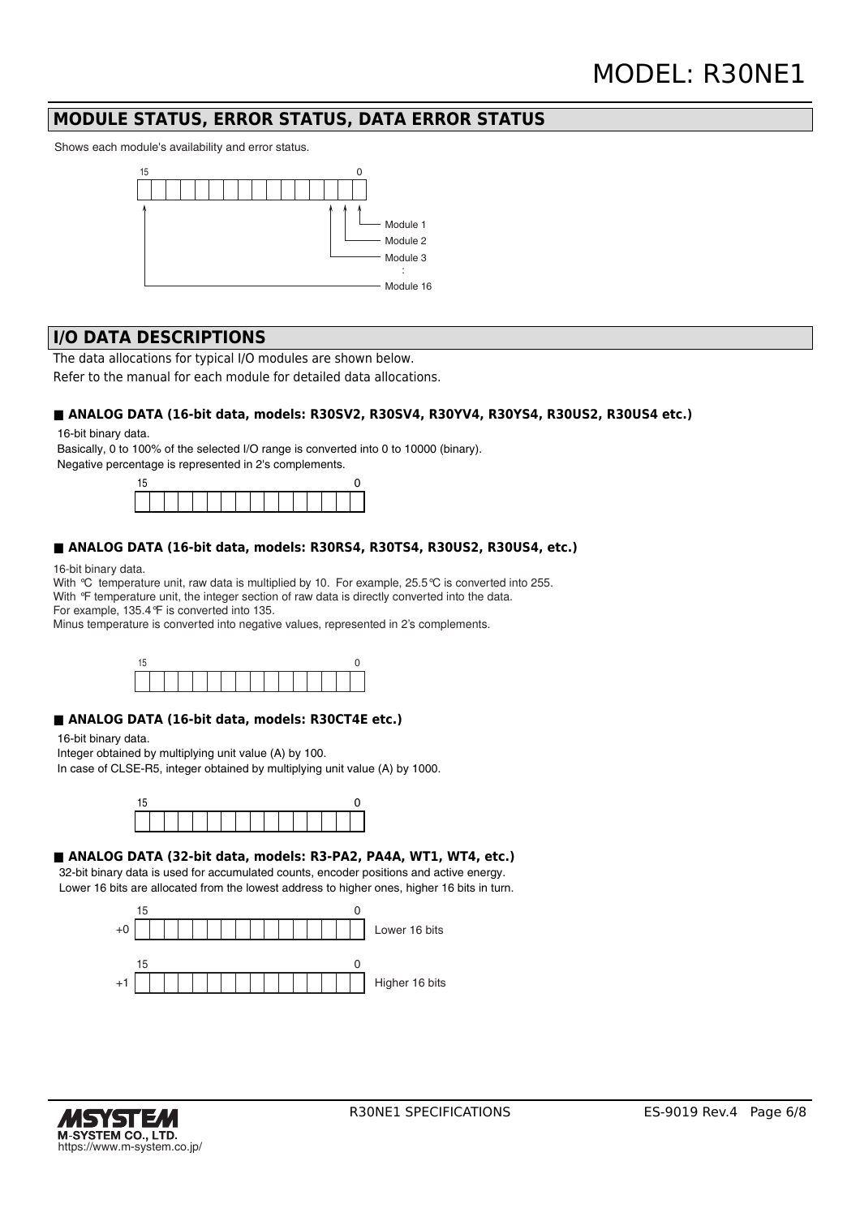## MODULE STATUS, ERROR STATUS, DATA ERROR STATUS

Shows each module's availability and error status.

15 0

Module 1
Module 2
Module 3
:
Module 16

## I/O DATA DESCRIPTIONS

The data allocations for typical I/O modules are shown below.
Refer to the manual for each module for detailed data allocations.

### ■ ANALOG DATA (16-bit data, models: R30SV2, R30SV4, R30YV4, R30YS4, R30US2, R30US4 etc.)

16-bit binary data.
Basically, 0 to 100% of the selected I/O range is converted into 0 to 10000 (binary).
Negative percentage is represented in 2's complements.

15 0

### ■ ANALOG DATA (16-bit data, models: R30RS4, R30TS4, R30US2, R30US4, etc.)

16-bit binary data.
With °C temperature unit, raw data is multiplied by 10. For example, 25.5°C is converted into 255.
With °F temperature unit, the integer section of raw data is directly converted into the data.
For example, 135.4°F is converted into 135.
Minus temperature is converted into negative values, represented in 2's complements.

15 0

### ■ ANALOG DATA (16-bit data, models: R30CT4E etc.)

16-bit binary data.
Integer obtained by multiplying unit value (A) by 100.
In case of CLSE-R5, integer obtained by multiplying unit value (A) by 1000.

15 0

### ■ ANALOG DATA (32-bit data, models: R3-PA2, PA4A, WT1, WT4, etc.)

32-bit binary data is used for accumulated counts, encoder positions and active energy.
Lower 16 bits are allocated from the lowest address to higher ones, higher 16 bits in turn.

+0 15 0 Lower 16 bits

+1 15 0 Higher 16 bits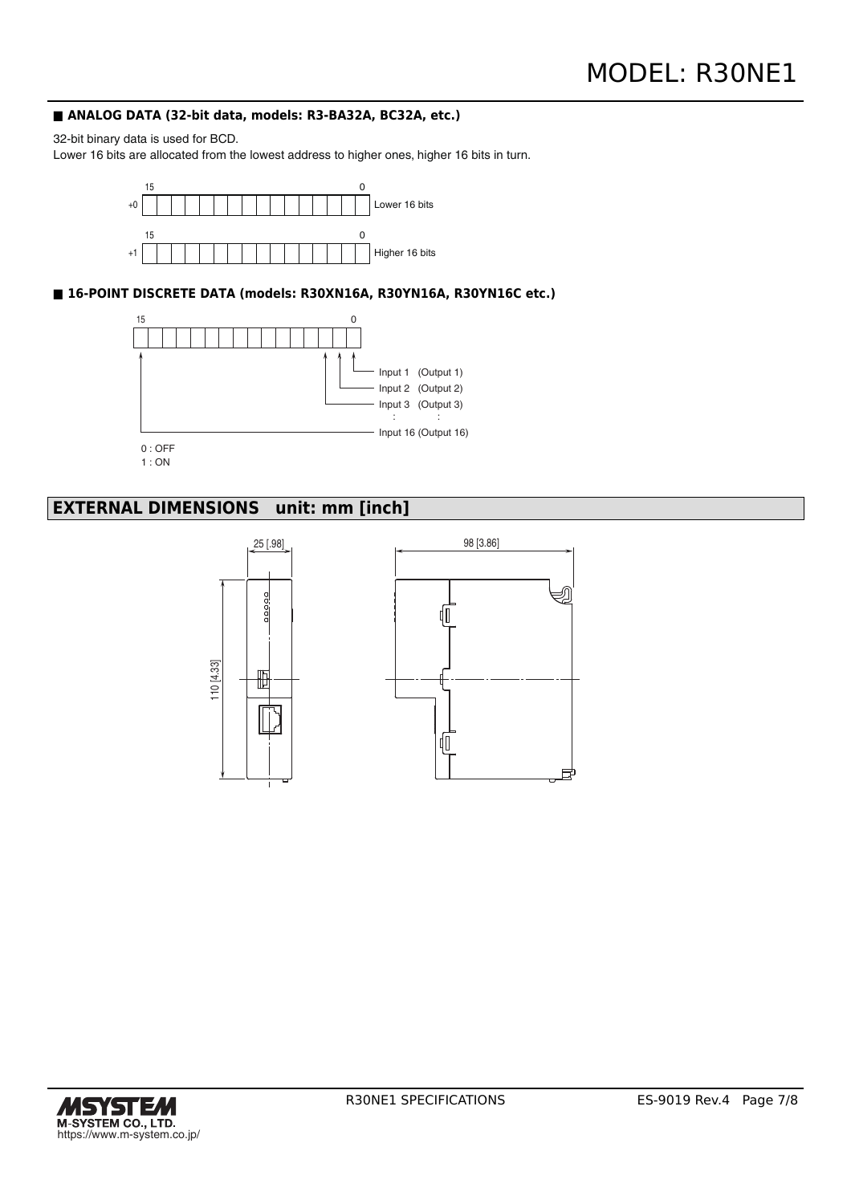### ■ ANALOG DATA (32-bit data, models: R3-BA32A, BC32A, etc.)

32-bit binary data is used for BCD.
Lower 16 bits are allocated from the lowest address to higher ones, higher 16 bits in turn.

|  | 15 … 0 |  |
|---|---|---|
| +0 | (16 bits) | Lower 16 bits |
| +1 | (16 bits) | Higher 16 bits |

### ■ 16-POINT DISCRETE DATA (models: R30XN16A, R30YN16A, R30YN16C etc.)

| Bit | Assignment |
|---|---|
| 0 | Input 1 (Output 1) |
| 1 | Input 2 (Output 2) |
| 2 | Input 3 (Output 3) |
| : | : |
| 15 | Input 16 (Output 16) |

0 : OFF
1 : ON

## EXTERNAL DIMENSIONS unit: mm [inch]

25 [.98]
98 [3.86]
110 [4.33]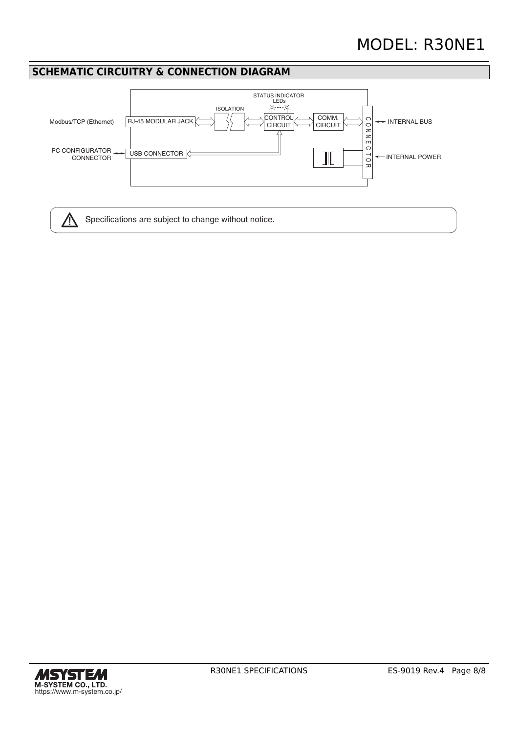## SCHEMATIC CIRCUITRY & CONNECTION DIAGRAM

Modbus/TCP (Ethernet)

RJ-45 MODULAR JACK

ISOLATION

STATUS INDICATOR LEDs

CONTROL CIRCUIT

COMM. CIRCUIT

CONNECTOR

INTERNAL BUS

PC CONFIGURATOR CONNECTOR

USB CONNECTOR

INTERNAL POWER

⚠ Specifications are subject to change without notice.